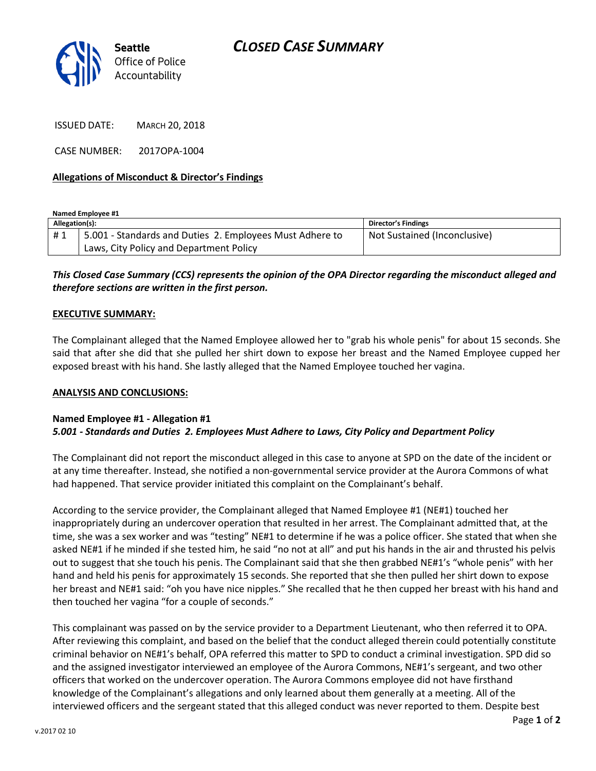Seattle Office of Police Accountability

# CLOSED CASE SUMMARY

ISSUED DATE: MARCH 20, 2018

CASE NUMBER: 2017OPA-1004

**Allegations of Misconduct & Director's Findings**

**Named Employee #1**

| Allegation(s): | | Director's Findings |
|---|---|---|
| # 1 | 5.001 - Standards and Duties 2. Employees Must Adhere to Laws, City Policy and Department Policy | Not Sustained (Inconclusive) |

***This Closed Case Summary (CCS) represents the opinion of the OPA Director regarding the misconduct alleged and therefore sections are written in the first person.***

**EXECUTIVE SUMMARY:**

The Complainant alleged that the Named Employee allowed her to "grab his whole penis" for about 15 seconds. She said that after she did that she pulled her shirt down to expose her breast and the Named Employee cupped her exposed breast with his hand. She lastly alleged that the Named Employee touched her vagina.

**ANALYSIS AND CONCLUSIONS:**

**Named Employee #1 - Allegation #1**
***5.001 - Standards and Duties 2. Employees Must Adhere to Laws, City Policy and Department Policy***

The Complainant did not report the misconduct alleged in this case to anyone at SPD on the date of the incident or at any time thereafter. Instead, she notified a non-governmental service provider at the Aurora Commons of what had happened. That service provider initiated this complaint on the Complainant's behalf.

According to the service provider, the Complainant alleged that Named Employee #1 (NE#1) touched her inappropriately during an undercover operation that resulted in her arrest. The Complainant admitted that, at the time, she was a sex worker and was "testing" NE#1 to determine if he was a police officer. She stated that when she asked NE#1 if he minded if she tested him, he said "no not at all" and put his hands in the air and thrusted his pelvis out to suggest that she touch his penis. The Complainant said that she then grabbed NE#1's "whole penis" with her hand and held his penis for approximately 15 seconds. She reported that she then pulled her shirt down to expose her breast and NE#1 said: "oh you have nice nipples." She recalled that he then cupped her breast with his hand and then touched her vagina "for a couple of seconds."

This complainant was passed on by the service provider to a Department Lieutenant, who then referred it to OPA. After reviewing this complaint, and based on the belief that the conduct alleged therein could potentially constitute criminal behavior on NE#1's behalf, OPA referred this matter to SPD to conduct a criminal investigation. SPD did so and the assigned investigator interviewed an employee of the Aurora Commons, NE#1's sergeant, and two other officers that worked on the undercover operation. The Aurora Commons employee did not have firsthand knowledge of the Complainant's allegations and only learned about them generally at a meeting. All of the interviewed officers and the sergeant stated that this alleged conduct was never reported to them. Despite best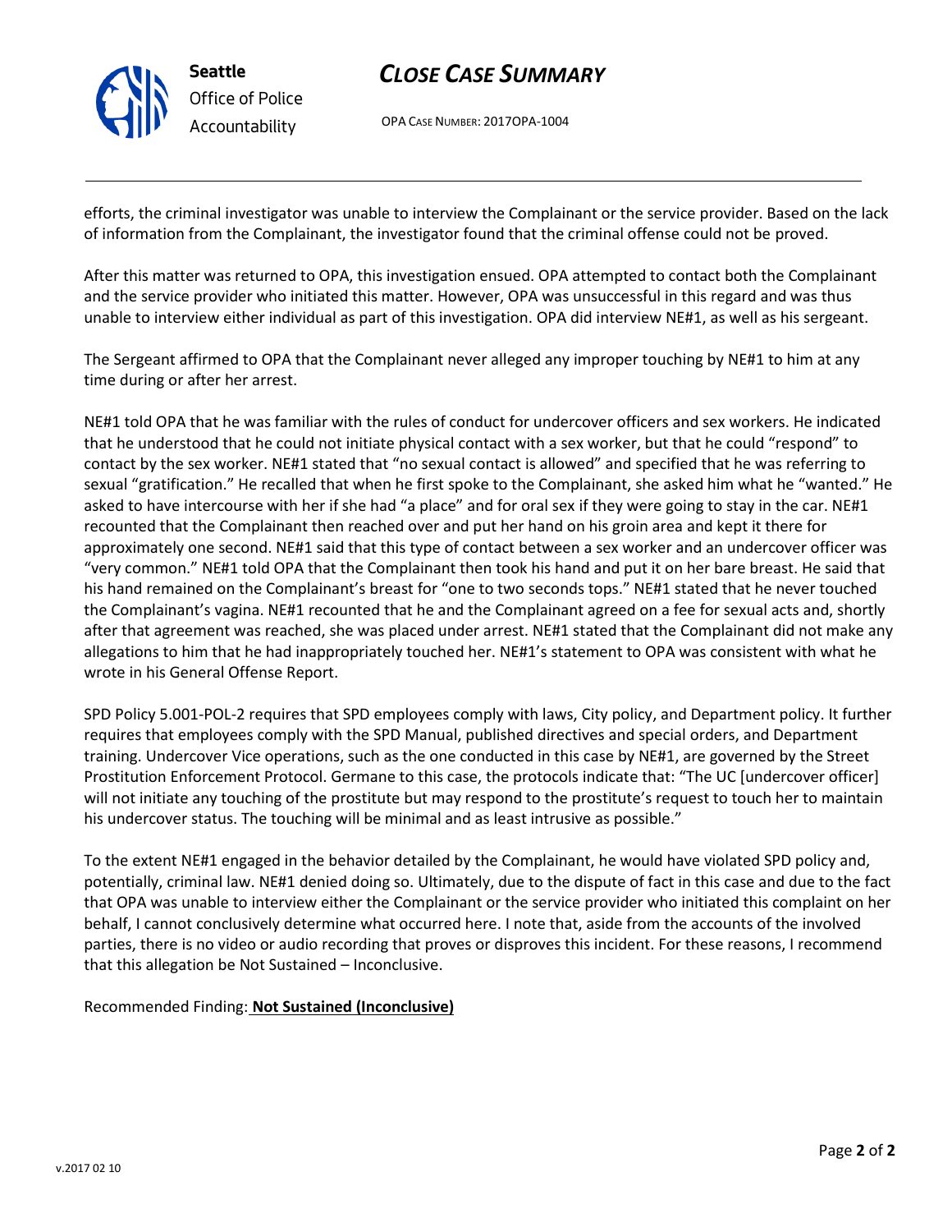efforts, the criminal investigator was unable to interview the Complainant or the service provider. Based on the lack of information from the Complainant, the investigator found that the criminal offense could not be proved.

After this matter was returned to OPA, this investigation ensued. OPA attempted to contact both the Complainant and the service provider who initiated this matter. However, OPA was unsuccessful in this regard and was thus unable to interview either individual as part of this investigation. OPA did interview NE#1, as well as his sergeant.

The Sergeant affirmed to OPA that the Complainant never alleged any improper touching by NE#1 to him at any time during or after her arrest.

NE#1 told OPA that he was familiar with the rules of conduct for undercover officers and sex workers. He indicated that he understood that he could not initiate physical contact with a sex worker, but that he could "respond" to contact by the sex worker. NE#1 stated that "no sexual contact is allowed" and specified that he was referring to sexual "gratification." He recalled that when he first spoke to the Complainant, she asked him what he "wanted." He asked to have intercourse with her if she had "a place" and for oral sex if they were going to stay in the car. NE#1 recounted that the Complainant then reached over and put her hand on his groin area and kept it there for approximately one second. NE#1 said that this type of contact between a sex worker and an undercover officer was "very common." NE#1 told OPA that the Complainant then took his hand and put it on her bare breast. He said that his hand remained on the Complainant's breast for "one to two seconds tops." NE#1 stated that he never touched the Complainant's vagina. NE#1 recounted that he and the Complainant agreed on a fee for sexual acts and, shortly after that agreement was reached, she was placed under arrest. NE#1 stated that the Complainant did not make any allegations to him that he had inappropriately touched her. NE#1's statement to OPA was consistent with what he wrote in his General Offense Report.

SPD Policy 5.001-POL-2 requires that SPD employees comply with laws, City policy, and Department policy. It further requires that employees comply with the SPD Manual, published directives and special orders, and Department training. Undercover Vice operations, such as the one conducted in this case by NE#1, are governed by the Street Prostitution Enforcement Protocol. Germane to this case, the protocols indicate that: "The UC [undercover officer] will not initiate any touching of the prostitute but may respond to the prostitute's request to touch her to maintain his undercover status. The touching will be minimal and as least intrusive as possible."

To the extent NE#1 engaged in the behavior detailed by the Complainant, he would have violated SPD policy and, potentially, criminal law. NE#1 denied doing so. Ultimately, due to the dispute of fact in this case and due to the fact that OPA was unable to interview either the Complainant or the service provider who initiated this complaint on her behalf, I cannot conclusively determine what occurred here. I note that, aside from the accounts of the involved parties, there is no video or audio recording that proves or disproves this incident. For these reasons, I recommend that this allegation be Not Sustained – Inconclusive.

Recommended Finding: **Not Sustained (Inconclusive)**